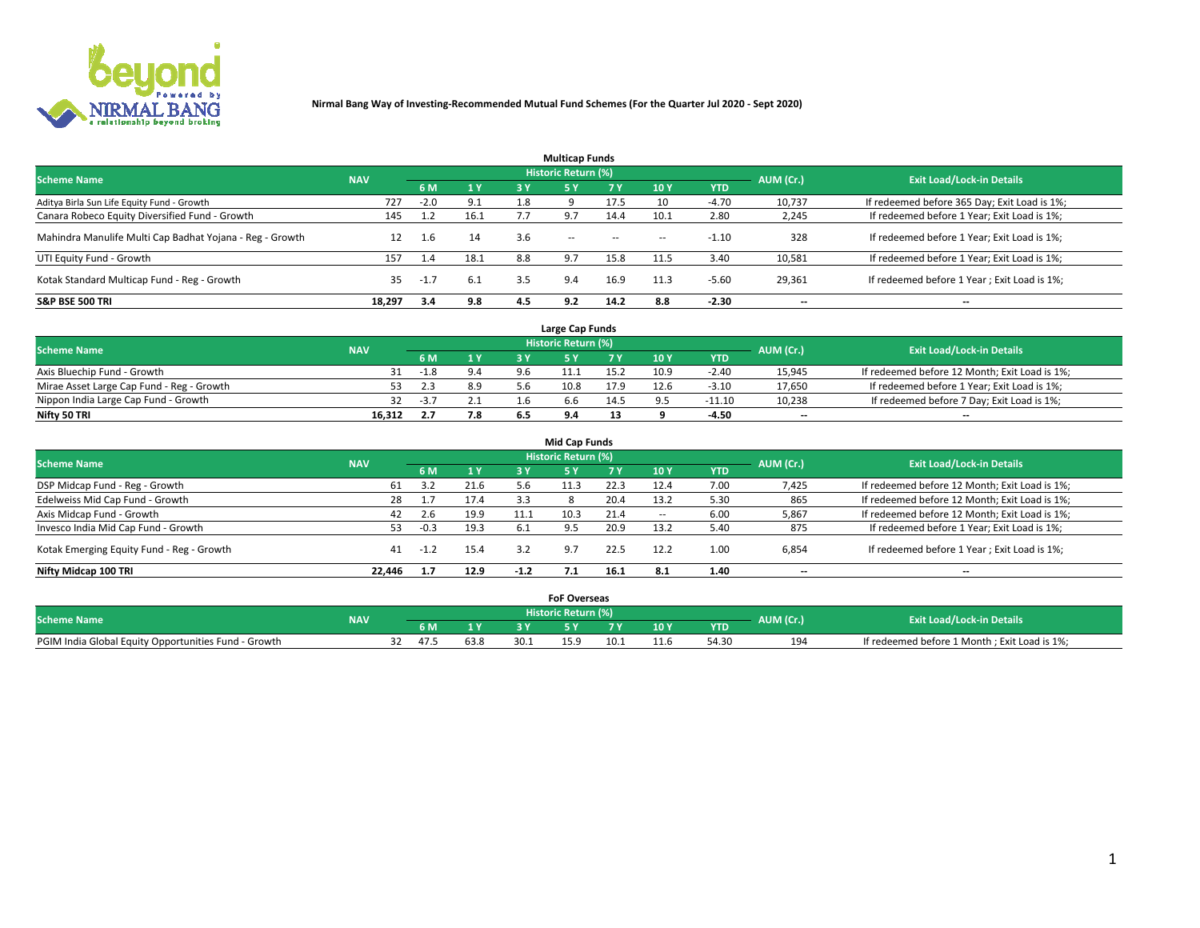**Nirmal Bang Way of Investing-Recommended Mutual Fund Schemes (For the Quarter Jul 2020 - Sept 2020)**

## Multicap Funds

| Scheme Name | NAV | Historic Return (%) | | | | | | | AUM (Cr.) | Exit Load/Lock-in Details |
|---|---|---|---|---|---|---|---|---|---|---|
| | | 6 M | 1 Y | 3 Y | 5 Y | 7 Y | 10 Y | YTD | | |
| Aditya Birla Sun Life Equity Fund - Growth | 727 | -2.0 | 9.1 | 1.8 | 9 | 17.5 | 10 | -4.70 | 10,737 | If redeemed before 365 Day; Exit Load is 1%; |
| Canara Robeco Equity Diversified Fund - Growth | 145 | 1.2 | 16.1 | 7.7 | 9.7 | 14.4 | 10.1 | 2.80 | 2,245 | If redeemed before 1 Year; Exit Load is 1%; |
| Mahindra Manulife Multi Cap Badhat Yojana - Reg - Growth | 12 | 1.6 | 14 | 3.6 | -- | -- | -- | -1.10 | 328 | If redeemed before 1 Year; Exit Load is 1%; |
| UTI Equity Fund - Growth | 157 | 1.4 | 18.1 | 8.8 | 9.7 | 15.8 | 11.5 | 3.40 | 10,581 | If redeemed before 1 Year; Exit Load is 1%; |
| Kotak Standard Multicap Fund - Reg - Growth | 35 | -1.7 | 6.1 | 3.5 | 9.4 | 16.9 | 11.3 | -5.60 | 29,361 | If redeemed before 1 Year ; Exit Load is 1%; |
| **S&P BSE 500 TRI** | **18,297** | **3.4** | **9.8** | **4.5** | **9.2** | **14.2** | **8.8** | **-2.30** | **--** | **--** |

## Large Cap Funds

| Scheme Name | NAV | Historic Return (%) | | | | | | | AUM (Cr.) | Exit Load/Lock-in Details |
|---|---|---|---|---|---|---|---|---|---|---|
| | | 6 M | 1 Y | 3 Y | 5 Y | 7 Y | 10 Y | YTD | | |
| Axis Bluechip Fund - Growth | 31 | -1.8 | 9.4 | 9.6 | 11.1 | 15.2 | 10.9 | -2.40 | 15,945 | If redeemed before 12 Month; Exit Load is 1%; |
| Mirae Asset Large Cap Fund - Reg - Growth | 53 | 2.3 | 8.9 | 5.6 | 10.8 | 17.9 | 12.6 | -3.10 | 17,650 | If redeemed before 1 Year; Exit Load is 1%; |
| Nippon India Large Cap Fund - Growth | 32 | -3.7 | 2.1 | 1.6 | 6.6 | 14.5 | 9.5 | -11.10 | 10,238 | If redeemed before 7 Day; Exit Load is 1%; |
| **Nifty 50 TRI** | **16,312** | **2.7** | **7.8** | **6.5** | **9.4** | **13** | **9** | **-4.50** | **--** | **--** |

## Mid Cap Funds

| Scheme Name | NAV | Historic Return (%) | | | | | | | AUM (Cr.) | Exit Load/Lock-in Details |
|---|---|---|---|---|---|---|---|---|---|---|
| | | 6 M | 1 Y | 3 Y | 5 Y | 7 Y | 10 Y | YTD | | |
| DSP Midcap Fund - Reg - Growth | 61 | 3.2 | 21.6 | 5.6 | 11.3 | 22.3 | 12.4 | 7.00 | 7,425 | If redeemed before 12 Month; Exit Load is 1%; |
| Edelweiss Mid Cap Fund - Growth | 28 | 1.7 | 17.4 | 3.3 | 8 | 20.4 | 13.2 | 5.30 | 865 | If redeemed before 12 Month; Exit Load is 1%; |
| Axis Midcap Fund - Growth | 42 | 2.6 | 19.9 | 11.1 | 10.3 | 21.4 | -- | 6.00 | 5,867 | If redeemed before 12 Month; Exit Load is 1%; |
| Invesco India Mid Cap Fund - Growth | 53 | -0.3 | 19.3 | 6.1 | 9.5 | 20.9 | 13.2 | 5.40 | 875 | If redeemed before 1 Year; Exit Load is 1%; |
| Kotak Emerging Equity Fund - Reg - Growth | 41 | -1.2 | 15.4 | 3.2 | 9.7 | 22.5 | 12.2 | 1.00 | 6,854 | If redeemed before 1 Year ; Exit Load is 1%; |
| **Nifty Midcap 100 TRI** | **22,446** | **1.7** | **12.9** | **-1.2** | **7.1** | **16.1** | **8.1** | **1.40** | **--** | **--** |

## FoF Overseas

| Scheme Name | NAV | Historic Return (%) | | | | | | | AUM (Cr.) | Exit Load/Lock-in Details |
|---|---|---|---|---|---|---|---|---|---|---|
| | | 6 M | 1 Y | 3 Y | 5 Y | 7 Y | 10 Y | YTD | | |
| PGIM India Global Equity Opportunities Fund - Growth | 32 | 47.5 | 63.8 | 30.1 | 15.9 | 10.1 | 11.6 | 54.30 | 194 | If redeemed before 1 Month ; Exit Load is 1%; |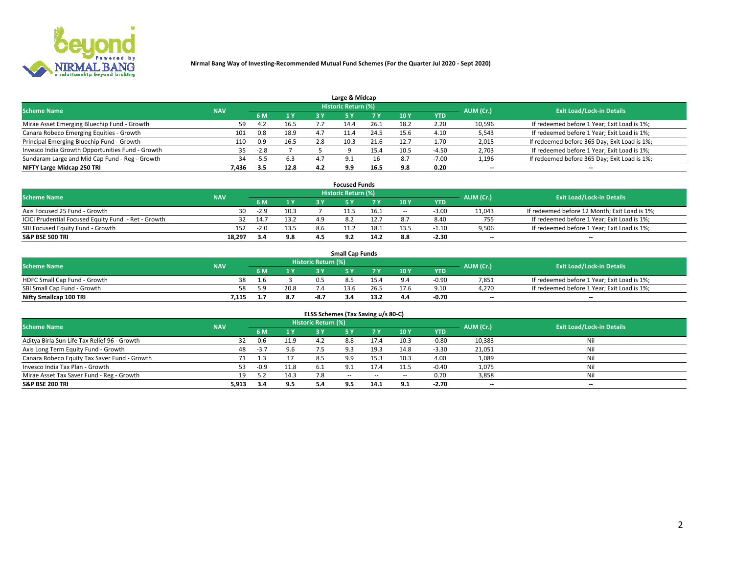**Nirmal Bang Way of Investing-Recommended Mutual Fund Schemes (For the Quarter Jul 2020 - Sept 2020)**

### Large & Midcap

| Scheme Name | NAV | Historic Return (%) | | | | | | | AUM (Cr.) | Exit Load/Lock-in Details |
|---|---|---|---|---|---|---|---|---|---|---|
| | | 6 M | 1 Y | 3 Y | 5 Y | 7 Y | 10 Y | YTD | | |
| Mirae Asset Emerging Bluechip Fund - Growth | 59 | 4.2 | 16.5 | 7.7 | 14.4 | 26.1 | 18.2 | 2.20 | 10,596 | If redeemed before 1 Year; Exit Load is 1%; |
| Canara Robeco Emerging Equities - Growth | 101 | 0.8 | 18.9 | 4.7 | 11.4 | 24.5 | 15.6 | 4.10 | 5,543 | If redeemed before 1 Year; Exit Load is 1%; |
| Principal Emerging Bluechip Fund - Growth | 110 | 0.9 | 16.5 | 2.8 | 10.3 | 21.6 | 12.7 | 1.70 | 2,015 | If redeemed before 365 Day; Exit Load is 1%; |
| Invesco India Growth Opportunities Fund - Growth | 35 | -2.8 | 7 | 5 | 9 | 15.4 | 10.5 | -4.50 | 2,703 | If redeemed before 1 Year; Exit Load is 1%; |
| Sundaram Large and Mid Cap Fund - Reg - Growth | 34 | -5.5 | 6.3 | 4.7 | 9.1 | 16 | 8.7 | -7.00 | 1,196 | If redeemed before 365 Day; Exit Load is 1%; |
| **NIFTY Large Midcap 250 TRI** | **7,436** | **3.5** | **12.8** | **4.2** | **9.9** | **16.5** | **9.8** | **0.20** | -- | -- |

### Focused Funds

| Scheme Name | NAV | Historic Return (%) | | | | | | | AUM (Cr.) | Exit Load/Lock-in Details |
|---|---|---|---|---|---|---|---|---|---|---|
| | | 6 M | 1 Y | 3 Y | 5 Y | 7 Y | 10 Y | YTD | | |
| Axis Focused 25 Fund - Growth | 30 | -2.9 | 10.3 | 7 | 11.5 | 16.1 | -- | -3.00 | 11,043 | If redeemed before 12 Month; Exit Load is 1%; |
| ICICI Prudential Focused Equity Fund - Ret - Growth | 32 | 14.7 | 13.2 | 4.9 | 8.2 | 12.7 | 8.7 | 8.40 | 755 | If redeemed before 1 Year; Exit Load is 1%; |
| SBI Focused Equity Fund - Growth | 152 | -2.0 | 13.5 | 8.6 | 11.2 | 18.1 | 13.5 | -1.10 | 9,506 | If redeemed before 1 Year; Exit Load is 1%; |
| **S&P BSE 500 TRI** | **18,297** | **3.4** | **9.8** | **4.5** | **9.2** | **14.2** | **8.8** | **-2.30** | -- | -- |

### Small Cap Funds

| Scheme Name | NAV | Historic Return (%) | | | | | | | AUM (Cr.) | Exit Load/Lock-in Details |
|---|---|---|---|---|---|---|---|---|---|---|
| | | 6 M | 1 Y | 3 Y | 5 Y | 7 Y | 10 Y | YTD | | |
| HDFC Small Cap Fund - Growth | 38 | 1.6 | 3 | 0.5 | 8.5 | 15.4 | 9.4 | -0.90 | 7,851 | If redeemed before 1 Year; Exit Load is 1%; |
| SBI Small Cap Fund - Growth | 58 | 5.9 | 20.8 | 7.4 | 13.6 | 26.5 | 17.6 | 9.10 | 4,270 | If redeemed before 1 Year; Exit Load is 1%; |
| **Nifty Smallcap 100 TRI** | **7,115** | **1.7** | **8.7** | **-8.7** | **3.4** | **13.2** | **4.4** | **-0.70** | -- | -- |

### ELSS Schemes (Tax Saving u/s 80-C)

| Scheme Name | NAV | Historic Return (%) | | | | | | | AUM (Cr.) | Exit Load/Lock-in Details |
|---|---|---|---|---|---|---|---|---|---|---|
| | | 6 M | 1 Y | 3 Y | 5 Y | 7 Y | 10 Y | YTD | | |
| Aditya Birla Sun Life Tax Relief 96 - Growth | 32 | 0.6 | 11.9 | 4.2 | 8.8 | 17.4 | 10.3 | -0.80 | 10,383 | Nil |
| Axis Long Term Equity Fund - Growth | 48 | -3.7 | 9.6 | 7.5 | 9.3 | 19.3 | 14.8 | -3.30 | 21,051 | Nil |
| Canara Robeco Equity Tax Saver Fund - Growth | 71 | 1.3 | 17 | 8.5 | 9.9 | 15.3 | 10.3 | 4.00 | 1,089 | Nil |
| Invesco India Tax Plan - Growth | 53 | -0.9 | 11.8 | 6.1 | 9.1 | 17.4 | 11.5 | -0.40 | 1,075 | Nil |
| Mirae Asset Tax Saver Fund - Reg - Growth | 19 | 5.2 | 14.3 | 7.8 | -- | -- | -- | 0.70 | 3,858 | Nil |
| **S&P BSE 200 TRI** | **5,913** | **3.4** | **9.5** | **5.4** | **9.5** | **14.1** | **9.1** | **-2.70** | -- | -- |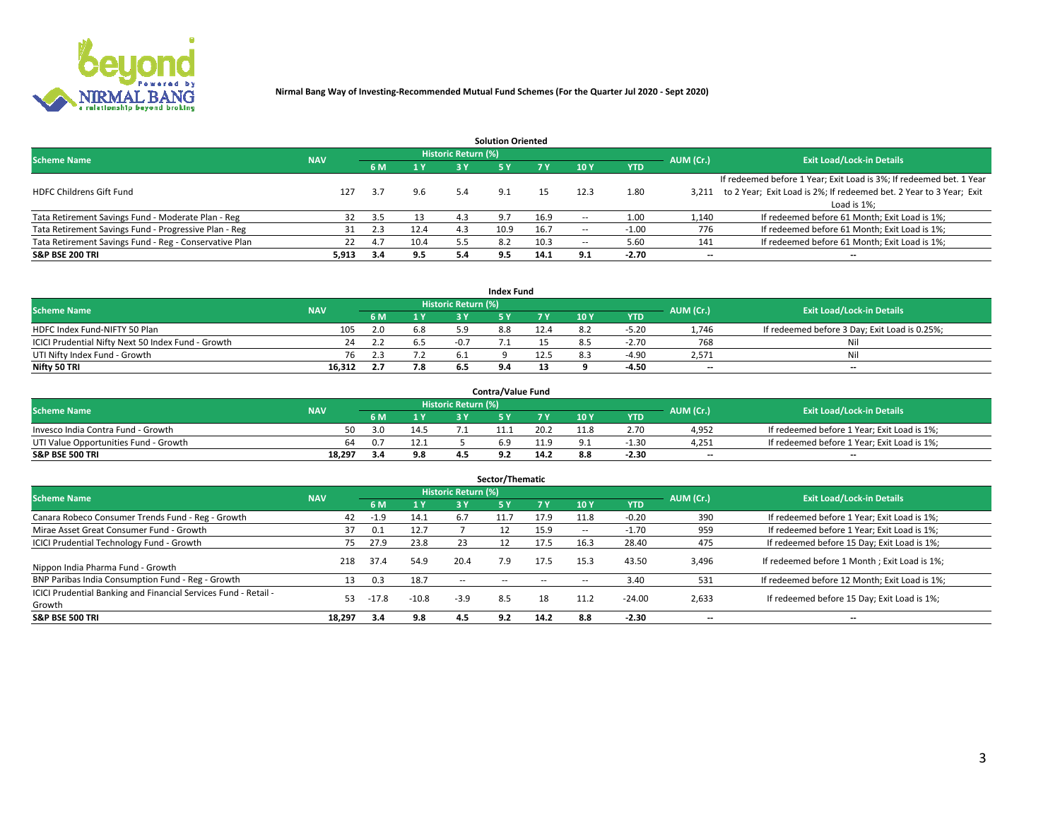**Nirmal Bang Way of Investing-Recommended Mutual Fund Schemes (For the Quarter Jul 2020 - Sept 2020)**

## Solution Oriented

| Scheme Name | NAV | Historic Return (%) | | | | | | | AUM (Cr.) | Exit Load/Lock-in Details |
|---|---|---|---|---|---|---|---|---|---|---|
| | | 6 M | 1 Y | 3 Y | 5 Y | 7 Y | 10 Y | YTD | | |
| HDFC Childrens Gift Fund | 127 | 3.7 | 9.6 | 5.4 | 9.1 | 15 | 12.3 | 1.80 | 3,211 | If redeemed before 1 Year; Exit Load is 3%; If redeemed bet. 1 Year to 2 Year; Exit Load is 2%; If redeemed bet. 2 Year to 3 Year; Exit Load is 1%; |
| Tata Retirement Savings Fund - Moderate Plan - Reg | 32 | 3.5 | 13 | 4.3 | 9.7 | 16.9 | -- | 1.00 | 1,140 | If redeemed before 61 Month; Exit Load is 1%; |
| Tata Retirement Savings Fund - Progressive Plan - Reg | 31 | 2.3 | 12.4 | 4.3 | 10.9 | 16.7 | -- | -1.00 | 776 | If redeemed before 61 Month; Exit Load is 1%; |
| Tata Retirement Savings Fund - Reg - Conservative Plan | 22 | 4.7 | 10.4 | 5.5 | 8.2 | 10.3 | -- | 5.60 | 141 | If redeemed before 61 Month; Exit Load is 1%; |
| **S&P BSE 200 TRI** | **5,913** | **3.4** | **9.5** | **5.4** | **9.5** | **14.1** | **9.1** | **-2.70** | **--** | **--** |

## Index Fund

| Scheme Name | NAV | Historic Return (%) | | | | | | | AUM (Cr.) | Exit Load/Lock-in Details |
|---|---|---|---|---|---|---|---|---|---|---|
| | | 6 M | 1 Y | 3 Y | 5 Y | 7 Y | 10 Y | YTD | | |
| HDFC Index Fund-NIFTY 50 Plan | 105 | 2.0 | 6.8 | 5.9 | 8.8 | 12.4 | 8.2 | -5.20 | 1,746 | If redeemed before 3 Day; Exit Load is 0.25%; |
| ICICI Prudential Nifty Next 50 Index Fund - Growth | 24 | 2.2 | 6.5 | -0.7 | 7.1 | 15 | 8.5 | -2.70 | 768 | Nil |
| UTI Nifty Index Fund - Growth | 76 | 2.3 | 7.2 | 6.1 | 9 | 12.5 | 8.3 | -4.90 | 2,571 | Nil |
| **Nifty 50 TRI** | **16,312** | **2.7** | **7.8** | **6.5** | **9.4** | **13** | **9** | **-4.50** | **--** | **--** |

## Contra/Value Fund

| Scheme Name | NAV | Historic Return (%) | | | | | | | AUM (Cr.) | Exit Load/Lock-in Details |
|---|---|---|---|---|---|---|---|---|---|---|
| | | 6 M | 1 Y | 3 Y | 5 Y | 7 Y | 10 Y | YTD | | |
| Invesco India Contra Fund - Growth | 50 | 3.0 | 14.5 | 7.1 | 11.1 | 20.2 | 11.8 | 2.70 | 4,952 | If redeemed before 1 Year; Exit Load is 1%; |
| UTI Value Opportunities Fund - Growth | 64 | 0.7 | 12.1 | 5 | 6.9 | 11.9 | 9.1 | -1.30 | 4,251 | If redeemed before 1 Year; Exit Load is 1%; |
| **S&P BSE 500 TRI** | **18,297** | **3.4** | **9.8** | **4.5** | **9.2** | **14.2** | **8.8** | **-2.30** | **--** | **--** |

## Sector/Thematic

| Scheme Name | NAV | Historic Return (%) | | | | | | | AUM (Cr.) | Exit Load/Lock-in Details |
|---|---|---|---|---|---|---|---|---|---|---|
| | | 6 M | 1 Y | 3 Y | 5 Y | 7 Y | 10 Y | YTD | | |
| Canara Robeco Consumer Trends Fund - Reg - Growth | 42 | -1.9 | 14.1 | 6.7 | 11.7 | 17.9 | 11.8 | -0.20 | 390 | If redeemed before 1 Year; Exit Load is 1%; |
| Mirae Asset Great Consumer Fund - Growth | 37 | 0.1 | 12.7 | 7 | 12 | 15.9 | -- | -1.70 | 959 | If redeemed before 1 Year; Exit Load is 1%; |
| ICICI Prudential Technology Fund - Growth | 75 | 27.9 | 23.8 | 23 | 12 | 17.5 | 16.3 | 28.40 | 475 | If redeemed before 15 Day; Exit Load is 1%; |
| Nippon India Pharma Fund - Growth | 218 | 37.4 | 54.9 | 20.4 | 7.9 | 17.5 | 15.3 | 43.50 | 3,496 | If redeemed before 1 Month ; Exit Load is 1%; |
| BNP Paribas India Consumption Fund - Reg - Growth | 13 | 0.3 | 18.7 | -- | -- | -- | -- | 3.40 | 531 | If redeemed before 12 Month; Exit Load is 1%; |
| ICICI Prudential Banking and Financial Services Fund - Retail - Growth | 53 | -17.8 | -10.8 | -3.9 | 8.5 | 18 | 11.2 | -24.00 | 2,633 | If redeemed before 15 Day; Exit Load is 1%; |
| **S&P BSE 500 TRI** | **18,297** | **3.4** | **9.8** | **4.5** | **9.2** | **14.2** | **8.8** | **-2.30** | **--** | **--** |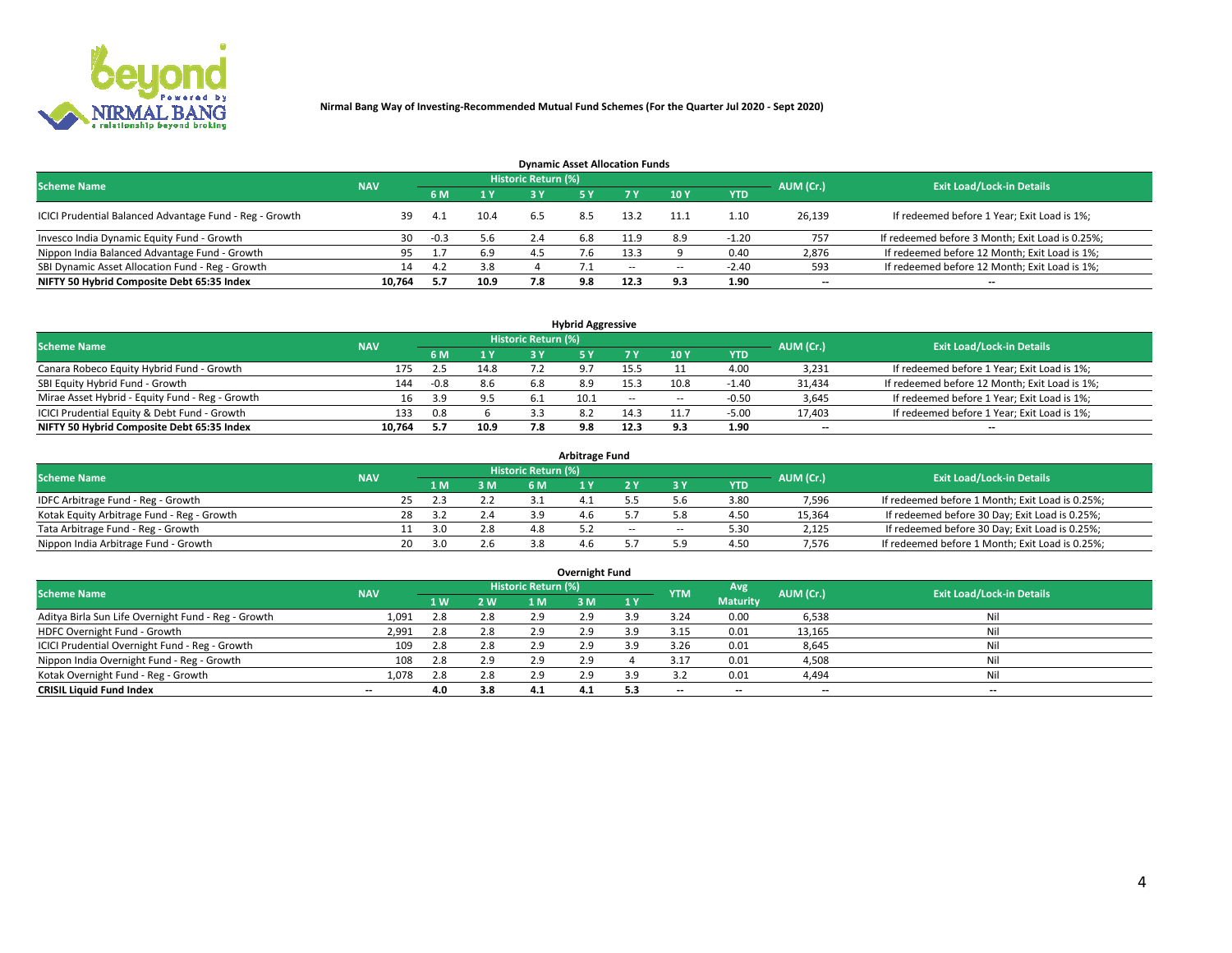Nirmal Bang Way of Investing-Recommended Mutual Fund Schemes (For the Quarter Jul 2020 - Sept 2020)

## Dynamic Asset Allocation Funds

| Scheme Name | NAV | Historic Return (%) | | | | | | | AUM (Cr.) | Exit Load/Lock-in Details |
|---|---|---|---|---|---|---|---|---|---|---|
| | | 6 M | 1 Y | 3 Y | 5 Y | 7 Y | 10 Y | YTD | | |
| ICICI Prudential Balanced Advantage Fund - Reg - Growth | 39 | 4.1 | 10.4 | 6.5 | 8.5 | 13.2 | 11.1 | 1.10 | 26,139 | If redeemed before 1 Year; Exit Load is 1%; |
| Invesco India Dynamic Equity Fund - Growth | 30 | -0.3 | 5.6 | 2.4 | 6.8 | 11.9 | 8.9 | -1.20 | 757 | If redeemed before 3 Month; Exit Load is 0.25%; |
| Nippon India Balanced Advantage Fund - Growth | 95 | 1.7 | 6.9 | 4.5 | 7.6 | 13.3 | 9 | 0.40 | 2,876 | If redeemed before 12 Month; Exit Load is 1%; |
| SBI Dynamic Asset Allocation Fund - Reg - Growth | 14 | 4.2 | 3.8 | 4 | 7.1 | -- | -- | -2.40 | 593 | If redeemed before 12 Month; Exit Load is 1%; |
| **NIFTY 50 Hybrid Composite Debt 65:35 Index** | **10,764** | **5.7** | **10.9** | **7.8** | **9.8** | **12.3** | **9.3** | **1.90** | **--** | **--** |

## Hybrid Aggressive

| Scheme Name | NAV | Historic Return (%) | | | | | | | AUM (Cr.) | Exit Load/Lock-in Details |
|---|---|---|---|---|---|---|---|---|---|---|
| | | 6 M | 1 Y | 3 Y | 5 Y | 7 Y | 10 Y | YTD | | |
| Canara Robeco Equity Hybrid Fund - Growth | 175 | 2.5 | 14.8 | 7.2 | 9.7 | 15.5 | 11 | 4.00 | 3,231 | If redeemed before 1 Year; Exit Load is 1%; |
| SBI Equity Hybrid Fund - Growth | 144 | -0.8 | 8.6 | 6.8 | 8.9 | 15.3 | 10.8 | -1.40 | 31,434 | If redeemed before 12 Month; Exit Load is 1%; |
| Mirae Asset Hybrid - Equity Fund - Reg - Growth | 16 | 3.9 | 9.5 | 6.1 | 10.1 | -- | -- | -0.50 | 3,645 | If redeemed before 1 Year; Exit Load is 1%; |
| ICICI Prudential Equity & Debt Fund - Growth | 133 | 0.8 | 6 | 3.3 | 8.2 | 14.3 | 11.7 | -5.00 | 17,403 | If redeemed before 1 Year; Exit Load is 1%; |
| **NIFTY 50 Hybrid Composite Debt 65:35 Index** | **10,764** | **5.7** | **10.9** | **7.8** | **9.8** | **12.3** | **9.3** | **1.90** | **--** | **--** |

## Arbitrage Fund

| Scheme Name | NAV | Historic Return (%) | | | | | | | AUM (Cr.) | Exit Load/Lock-in Details |
|---|---|---|---|---|---|---|---|---|---|---|
| | | 1 M | 3 M | 6 M | 1 Y | 2 Y | 3 Y | YTD | | |
| IDFC Arbitrage Fund - Reg - Growth | 25 | 2.3 | 2.2 | 3.1 | 4.1 | 5.5 | 5.6 | 3.80 | 7,596 | If redeemed before 1 Month; Exit Load is 0.25%; |
| Kotak Equity Arbitrage Fund - Reg - Growth | 28 | 3.2 | 2.4 | 3.9 | 4.6 | 5.7 | 5.8 | 4.50 | 15,364 | If redeemed before 30 Day; Exit Load is 0.25%; |
| Tata Arbitrage Fund - Reg - Growth | 11 | 3.0 | 2.8 | 4.8 | 5.2 | -- | -- | 5.30 | 2,125 | If redeemed before 30 Day; Exit Load is 0.25%; |
| Nippon India Arbitrage Fund - Growth | 20 | 3.0 | 2.6 | 3.8 | 4.6 | 5.7 | 5.9 | 4.50 | 7,576 | If redeemed before 1 Month; Exit Load is 0.25%; |

## Overnight Fund

| Scheme Name | NAV | Historic Return (%) | | | | | YTM | Avg Maturity | AUM (Cr.) | Exit Load/Lock-in Details |
|---|---|---|---|---|---|---|---|---|---|---|
| | | 1 W | 2 W | 1 M | 3 M | 1 Y | | | | |
| Aditya Birla Sun Life Overnight Fund - Reg - Growth | 1,091 | 2.8 | 2.8 | 2.9 | 2.9 | 3.9 | 3.24 | 0.00 | 6,538 | Nil |
| HDFC Overnight Fund - Growth | 2,991 | 2.8 | 2.8 | 2.9 | 2.9 | 3.9 | 3.15 | 0.01 | 13,165 | Nil |
| ICICI Prudential Overnight Fund - Reg - Growth | 109 | 2.8 | 2.8 | 2.9 | 2.9 | 3.9 | 3.26 | 0.01 | 8,645 | Nil |
| Nippon India Overnight Fund - Reg - Growth | 108 | 2.8 | 2.9 | 2.9 | 2.9 | 4 | 3.17 | 0.01 | 4,508 | Nil |
| Kotak Overnight Fund - Reg - Growth | 1,078 | 2.8 | 2.8 | 2.9 | 2.9 | 3.9 | 3.2 | 0.01 | 4,494 | Nil |
| **CRISIL Liquid Fund Index** | **--** | **4.0** | **3.8** | **4.1** | **4.1** | **5.3** | **--** | **--** | **--** | **--** |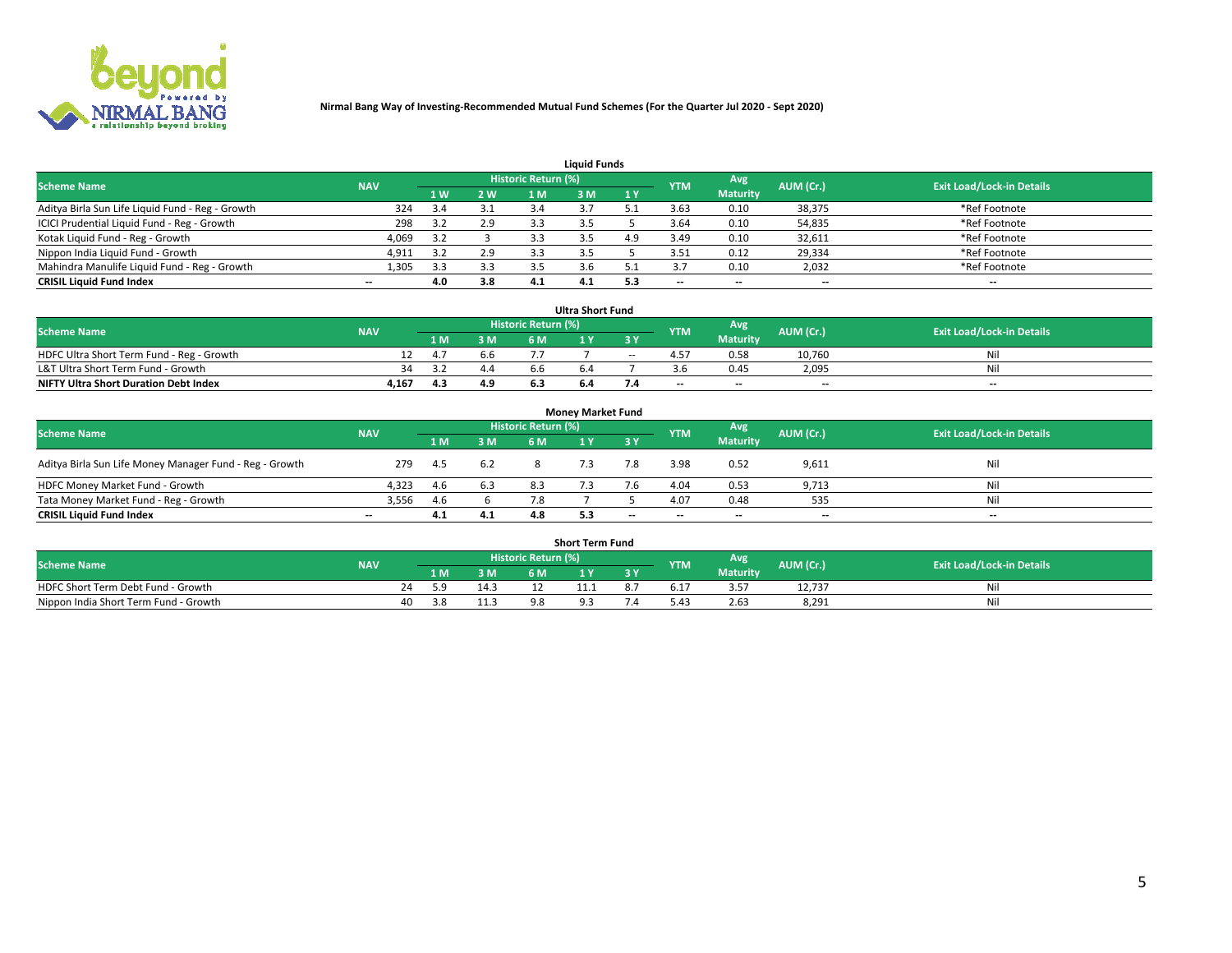Nirmal Bang Way of Investing-Recommended Mutual Fund Schemes (For the Quarter Jul 2020 - Sept 2020)

## Liquid Funds

| Scheme Name | NAV | Historic Return (%) | | | | | YTM | Avg Maturity | AUM (Cr.) | Exit Load/Lock-in Details |
|---|---|---|---|---|---|---|---|---|---|---|
| | | 1 W | 2 W | 1 M | 3 M | 1 Y | | | | |
| Aditya Birla Sun Life Liquid Fund - Reg - Growth | 324 | 3.4 | 3.1 | 3.4 | 3.7 | 5.1 | 3.63 | 0.10 | 38,375 | *Ref Footnote |
| ICICI Prudential Liquid Fund - Reg - Growth | 298 | 3.2 | 2.9 | 3.3 | 3.5 | 5 | 3.64 | 0.10 | 54,835 | *Ref Footnote |
| Kotak Liquid Fund - Reg - Growth | 4,069 | 3.2 | 3 | 3.3 | 3.5 | 4.9 | 3.49 | 0.10 | 32,611 | *Ref Footnote |
| Nippon India Liquid Fund - Growth | 4,911 | 3.2 | 2.9 | 3.3 | 3.5 | 5 | 3.51 | 0.12 | 29,334 | *Ref Footnote |
| Mahindra Manulife Liquid Fund - Reg - Growth | 1,305 | 3.3 | 3.3 | 3.5 | 3.6 | 5.1 | 3.7 | 0.10 | 2,032 | *Ref Footnote |
| **CRISIL Liquid Fund Index** | -- | **4.0** | **3.8** | **4.1** | **4.1** | **5.3** | -- | -- | -- | -- |

## Ultra Short Fund

| Scheme Name | NAV | Historic Return (%) | | | | | YTM | Avg Maturity | AUM (Cr.) | Exit Load/Lock-in Details |
|---|---|---|---|---|---|---|---|---|---|---|
| | | 1 M | 3 M | 6 M | 1 Y | 3 Y | | | | |
| HDFC Ultra Short Term Fund - Reg - Growth | 12 | 4.7 | 6.6 | 7.7 | 7 | -- | 4.57 | 0.58 | 10,760 | Nil |
| L&T Ultra Short Term Fund - Growth | 34 | 3.2 | 4.4 | 6.6 | 6.4 | 7 | 3.6 | 0.45 | 2,095 | Nil |
| **NIFTY Ultra Short Duration Debt Index** | **4,167** | **4.3** | **4.9** | **6.3** | **6.4** | **7.4** | -- | -- | -- | -- |

## Money Market Fund

| Scheme Name | NAV | Historic Return (%) | | | | | YTM | Avg Maturity | AUM (Cr.) | Exit Load/Lock-in Details |
|---|---|---|---|---|---|---|---|---|---|---|
| | | 1 M | 3 M | 6 M | 1 Y | 3 Y | | | | |
| Aditya Birla Sun Life Money Manager Fund - Reg - Growth | 279 | 4.5 | 6.2 | 8 | 7.3 | 7.8 | 3.98 | 0.52 | 9,611 | Nil |
| HDFC Money Market Fund - Growth | 4,323 | 4.6 | 6.3 | 8.3 | 7.3 | 7.6 | 4.04 | 0.53 | 9,713 | Nil |
| Tata Money Market Fund - Reg - Growth | 3,556 | 4.6 | 6 | 7.8 | 7 | 5 | 4.07 | 0.48 | 535 | Nil |
| **CRISIL Liquid Fund Index** | -- | **4.1** | **4.1** | **4.8** | **5.3** | -- | -- | -- | -- | -- |

## Short Term Fund

| Scheme Name | NAV | Historic Return (%) | | | | | YTM | Avg Maturity | AUM (Cr.) | Exit Load/Lock-in Details |
|---|---|---|---|---|---|---|---|---|---|---|
| | | 1 M | 3 M | 6 M | 1 Y | 3 Y | | | | |
| HDFC Short Term Debt Fund - Growth | 24 | 5.9 | 14.3 | 12 | 11.1 | 8.7 | 6.17 | 3.57 | 12,737 | Nil |
| Nippon India Short Term Fund - Growth | 40 | 3.8 | 11.3 | 9.8 | 9.3 | 7.4 | 5.43 | 2.63 | 8,291 | Nil |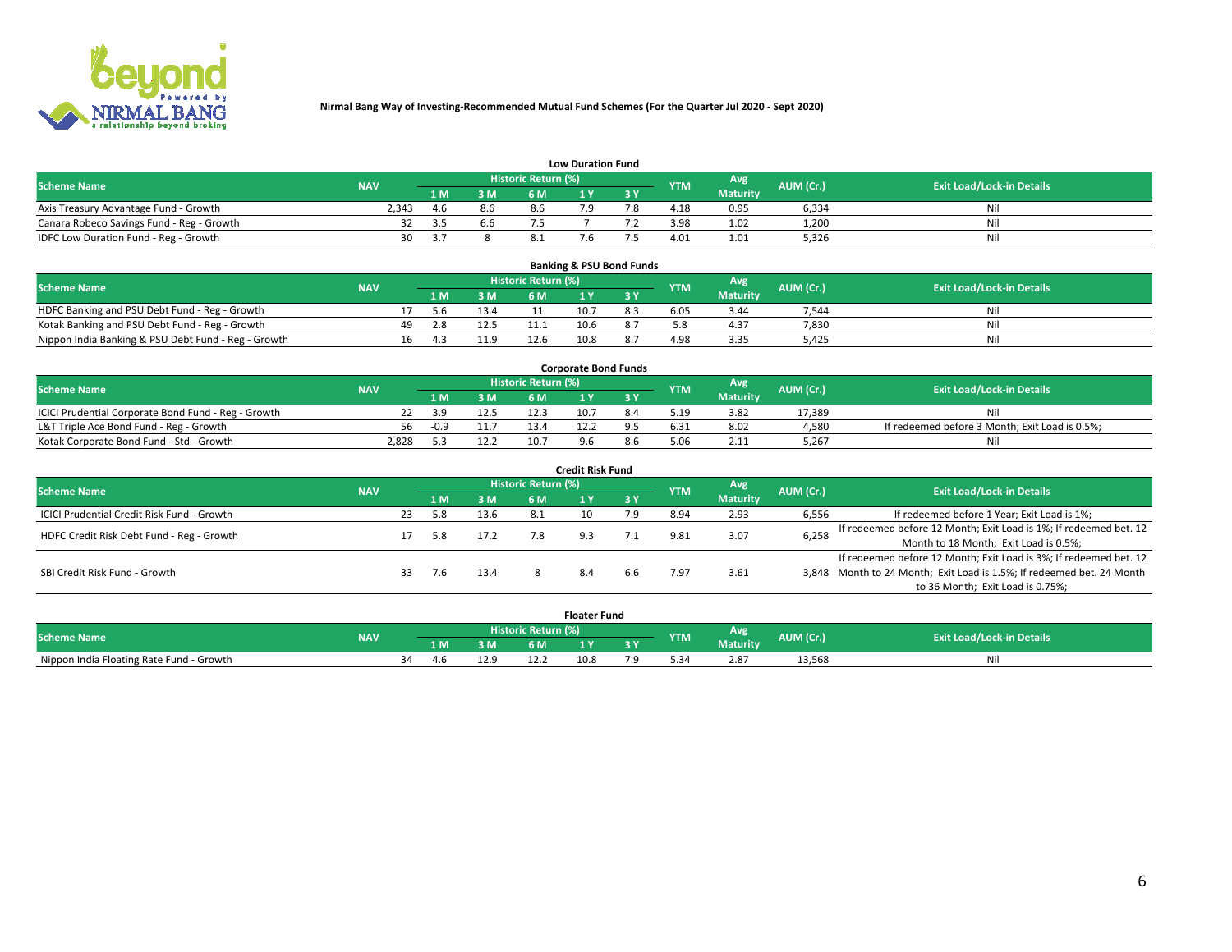**Nirmal Bang Way of Investing-Recommended Mutual Fund Schemes (For the Quarter Jul 2020 - Sept 2020)**

## Low Duration Fund

| Scheme Name | NAV | Historic Return (%) | | | | | YTM | Avg Maturity | AUM (Cr.) | Exit Load/Lock-in Details |
|---|---|---|---|---|---|---|---|---|---|---|
| | | 1 M | 3 M | 6 M | 1 Y | 3 Y | | | | |
| Axis Treasury Advantage Fund - Growth | 2,343 | 4.6 | 8.6 | 8.6 | 7.9 | 7.8 | 4.18 | 0.95 | 6,334 | Nil |
| Canara Robeco Savings Fund - Reg - Growth | 32 | 3.5 | 6.6 | 7.5 | 7 | 7.2 | 3.98 | 1.02 | 1,200 | Nil |
| IDFC Low Duration Fund - Reg - Growth | 30 | 3.7 | 8 | 8.1 | 7.6 | 7.5 | 4.01 | 1.01 | 5,326 | Nil |

## Banking & PSU Bond Funds

| Scheme Name | NAV | Historic Return (%) | | | | | YTM | Avg Maturity | AUM (Cr.) | Exit Load/Lock-in Details |
|---|---|---|---|---|---|---|---|---|---|---|
| | | 1 M | 3 M | 6 M | 1 Y | 3 Y | | | | |
| HDFC Banking and PSU Debt Fund - Reg - Growth | 17 | 5.6 | 13.4 | 11 | 10.7 | 8.3 | 6.05 | 3.44 | 7,544 | Nil |
| Kotak Banking and PSU Debt Fund - Reg - Growth | 49 | 2.8 | 12.5 | 11.1 | 10.6 | 8.7 | 5.8 | 4.37 | 7,830 | Nil |
| Nippon India Banking & PSU Debt Fund - Reg - Growth | 16 | 4.3 | 11.9 | 12.6 | 10.8 | 8.7 | 4.98 | 3.35 | 5,425 | Nil |

## Corporate Bond Funds

| Scheme Name | NAV | Historic Return (%) | | | | | YTM | Avg Maturity | AUM (Cr.) | Exit Load/Lock-in Details |
|---|---|---|---|---|---|---|---|---|---|---|
| | | 1 M | 3 M | 6 M | 1 Y | 3 Y | | | | |
| ICICI Prudential Corporate Bond Fund - Reg - Growth | 22 | 3.9 | 12.5 | 12.3 | 10.7 | 8.4 | 5.19 | 3.82 | 17,389 | Nil |
| L&T Triple Ace Bond Fund - Reg - Growth | 56 | -0.9 | 11.7 | 13.4 | 12.2 | 9.5 | 6.31 | 8.02 | 4,580 | If redeemed before 3 Month; Exit Load is 0.5%; |
| Kotak Corporate Bond Fund - Std - Growth | 2,828 | 5.3 | 12.2 | 10.7 | 9.6 | 8.6 | 5.06 | 2.11 | 5,267 | Nil |

## Credit Risk Fund

| Scheme Name | NAV | Historic Return (%) | | | | | YTM | Avg Maturity | AUM (Cr.) | Exit Load/Lock-in Details |
|---|---|---|---|---|---|---|---|---|---|---|
| | | 1 M | 3 M | 6 M | 1 Y | 3 Y | | | | |
| ICICI Prudential Credit Risk Fund - Growth | 23 | 5.8 | 13.6 | 8.1 | 10 | 7.9 | 8.94 | 2.93 | 6,556 | If redeemed before 1 Year; Exit Load is 1%; |
| HDFC Credit Risk Debt Fund - Reg - Growth | 17 | 5.8 | 17.2 | 7.8 | 9.3 | 7.1 | 9.81 | 3.07 | 6,258 | If redeemed before 12 Month; Exit Load is 1%; If redeemed bet. 12 Month to 18 Month; Exit Load is 0.5%; |
| SBI Credit Risk Fund - Growth | 33 | 7.6 | 13.4 | 8 | 8.4 | 6.6 | 7.97 | 3.61 | 3,848 | If redeemed before 12 Month; Exit Load is 3%; If redeemed bet. 12 Month to 24 Month; Exit Load is 1.5%; If redeemed bet. 24 Month to 36 Month; Exit Load is 0.75%; |

## Floater Fund

| Scheme Name | NAV | Historic Return (%) | | | | | YTM | Avg Maturity | AUM (Cr.) | Exit Load/Lock-in Details |
|---|---|---|---|---|---|---|---|---|---|---|
| | | 1 M | 3 M | 6 M | 1 Y | 3 Y | | | | |
| Nippon India Floating Rate Fund - Growth | 34 | 4.6 | 12.9 | 12.2 | 10.8 | 7.9 | 5.34 | 2.87 | 13,568 | Nil |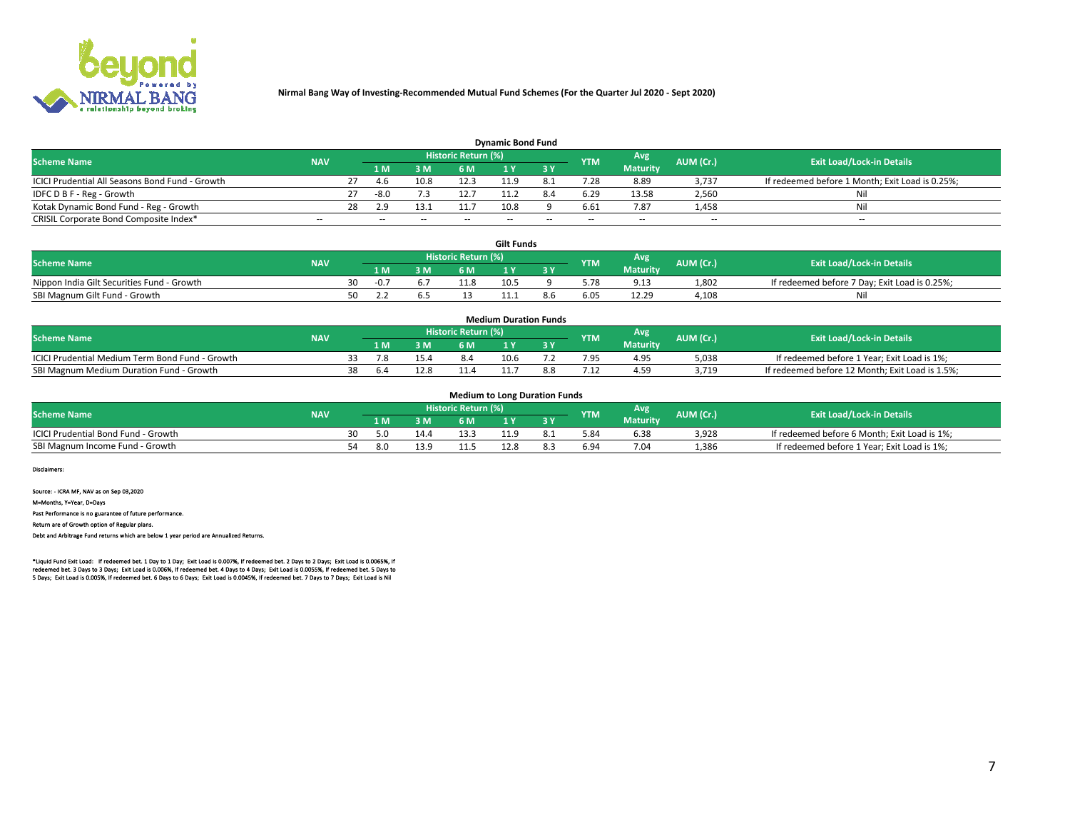**Nirmal Bang Way of Investing-Recommended Mutual Fund Schemes (For the Quarter Jul 2020 - Sept 2020)**

### Dynamic Bond Fund

| Scheme Name | NAV | Historic Return (%) | | | | | YTM | Avg Maturity | AUM (Cr.) | Exit Load/Lock-in Details |
|---|---|---|---|---|---|---|---|---|---|---|
| | | 1 M | 3 M | 6 M | 1 Y | 3 Y | | | | |
| ICICI Prudential All Seasons Bond Fund - Growth | 27 | 4.6 | 10.8 | 12.3 | 11.9 | 8.1 | 7.28 | 8.89 | 3,737 | If redeemed before 1 Month; Exit Load is 0.25%; |
| IDFC D B F - Reg - Growth | 27 | -8.0 | 7.3 | 12.7 | 11.2 | 8.4 | 6.29 | 13.58 | 2,560 | Nil |
| Kotak Dynamic Bond Fund - Reg - Growth | 28 | 2.9 | 13.1 | 11.7 | 10.8 | 9 | 6.61 | 7.87 | 1,458 | Nil |
| CRISIL Corporate Bond Composite Index* | -- | -- | -- | -- | -- | -- | -- | -- | -- | -- |

### Gilt Funds

| Scheme Name | NAV | Historic Return (%) | | | | | YTM | Avg Maturity | AUM (Cr.) | Exit Load/Lock-in Details |
|---|---|---|---|---|---|---|---|---|---|---|
| | | 1 M | 3 M | 6 M | 1 Y | 3 Y | | | | |
| Nippon India Gilt Securities Fund - Growth | 30 | -0.7 | 6.7 | 11.8 | 10.5 | 9 | 5.78 | 9.13 | 1,802 | If redeemed before 7 Day; Exit Load is 0.25%; |
| SBI Magnum Gilt Fund - Growth | 50 | 2.2 | 6.5 | 13 | 11.1 | 8.6 | 6.05 | 12.29 | 4,108 | Nil |

### Medium Duration Funds

| Scheme Name | NAV | Historic Return (%) | | | | | YTM | Avg Maturity | AUM (Cr.) | Exit Load/Lock-in Details |
|---|---|---|---|---|---|---|---|---|---|---|
| | | 1 M | 3 M | 6 M | 1 Y | 3 Y | | | | |
| ICICI Prudential Medium Term Bond Fund - Growth | 33 | 7.8 | 15.4 | 8.4 | 10.6 | 7.2 | 7.95 | 4.95 | 5,038 | If redeemed before 1 Year; Exit Load is 1%; |
| SBI Magnum Medium Duration Fund - Growth | 38 | 6.4 | 12.8 | 11.4 | 11.7 | 8.8 | 7.12 | 4.59 | 3,719 | If redeemed before 12 Month; Exit Load is 1.5%; |

### Medium to Long Duration Funds

| Scheme Name | NAV | Historic Return (%) | | | | | YTM | Avg Maturity | AUM (Cr.) | Exit Load/Lock-in Details |
|---|---|---|---|---|---|---|---|---|---|---|
| | | 1 M | 3 M | 6 M | 1 Y | 3 Y | | | | |
| ICICI Prudential Bond Fund - Growth | 30 | 5.0 | 14.4 | 13.3 | 11.9 | 8.1 | 5.84 | 6.38 | 3,928 | If redeemed before 6 Month; Exit Load is 1%; |
| SBI Magnum Income Fund - Growth | 54 | 8.0 | 13.9 | 11.5 | 12.8 | 8.3 | 6.94 | 7.04 | 1,386 | If redeemed before 1 Year; Exit Load is 1%; |

Disclaimers:

Source: - ICRA MF, NAV as on Sep 03,2020

M=Months, Y=Year, D=Days

Past Performance is no guarantee of future performance.

Return are of Growth option of Regular plans.

Debt and Arbitrage Fund returns which are below 1 year period are Annualized Returns.

*Liquid Fund Exit Load: If redeemed bet. 1 Day to 1 Day; Exit Load is 0.007%, If redeemed bet. 2 Days to 2 Days; Exit Load is 0.0065%, If redeemed bet. 3 Days to 3 Days; Exit Load is 0.006%, If redeemed bet. 4 Days to 4 Days; Exit Load is 0.0055%, If redeemed bet. 5 Days to 5 Days; Exit Load is 0.005%, If redeemed bet. 6 Days to 6 Days; Exit Load is 0.0045%, If redeemed bet. 7 Days to 7 Days; Exit Load is Nil